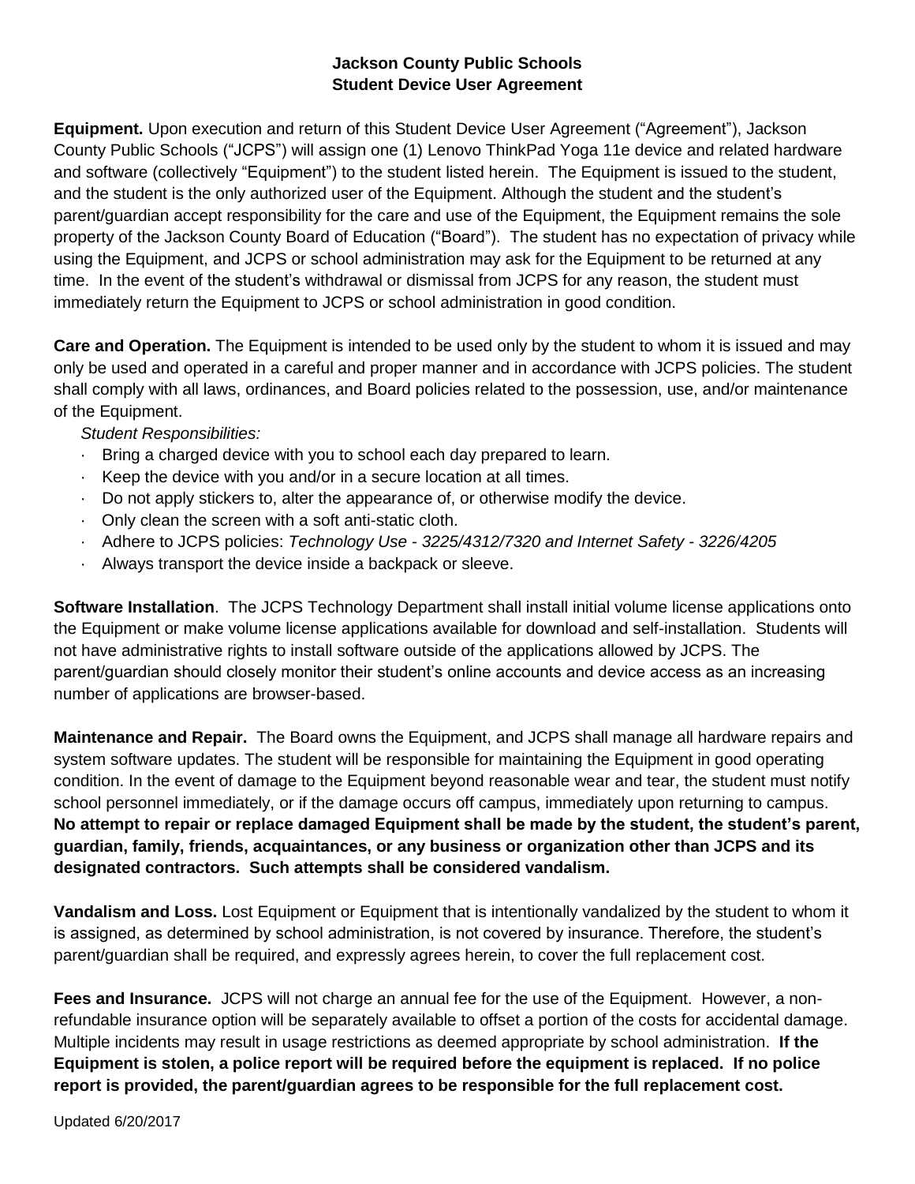# Jackson County Public Schools
## Student Device User Agreement

**Equipment.** Upon execution and return of this Student Device User Agreement ("Agreement"), Jackson County Public Schools ("JCPS") will assign one (1) Lenovo ThinkPad Yoga 11e device and related hardware and software (collectively "Equipment") to the student listed herein. The Equipment is issued to the student, and the student is the only authorized user of the Equipment. Although the student and the student's parent/guardian accept responsibility for the care and use of the Equipment, the Equipment remains the sole property of the Jackson County Board of Education ("Board"). The student has no expectation of privacy while using the Equipment, and JCPS or school administration may ask for the Equipment to be returned at any time. In the event of the student's withdrawal or dismissal from JCPS for any reason, the student must immediately return the Equipment to JCPS or school administration in good condition.

**Care and Operation.** The Equipment is intended to be used only by the student to whom it is issued and may only be used and operated in a careful and proper manner and in accordance with JCPS policies. The student shall comply with all laws, ordinances, and Board policies related to the possession, use, and/or maintenance of the Equipment.

*Student Responsibilities:*

- Bring a charged device with you to school each day prepared to learn.
- Keep the device with you and/or in a secure location at all times.
- Do not apply stickers to, alter the appearance of, or otherwise modify the device.
- Only clean the screen with a soft anti-static cloth.
- Adhere to JCPS policies: *Technology Use - 3225/4312/7320 and Internet Safety - 3226/4205*
- Always transport the device inside a backpack or sleeve.

**Software Installation**. The JCPS Technology Department shall install initial volume license applications onto the Equipment or make volume license applications available for download and self-installation. Students will not have administrative rights to install software outside of the applications allowed by JCPS. The parent/guardian should closely monitor their student's online accounts and device access as an increasing number of applications are browser-based.

**Maintenance and Repair.** The Board owns the Equipment, and JCPS shall manage all hardware repairs and system software updates. The student will be responsible for maintaining the Equipment in good operating condition. In the event of damage to the Equipment beyond reasonable wear and tear, the student must notify school personnel immediately, or if the damage occurs off campus, immediately upon returning to campus. **No attempt to repair or replace damaged Equipment shall be made by the student, the student's parent, guardian, family, friends, acquaintances, or any business or organization other than JCPS and its designated contractors. Such attempts shall be considered vandalism.**

**Vandalism and Loss.** Lost Equipment or Equipment that is intentionally vandalized by the student to whom it is assigned, as determined by school administration, is not covered by insurance. Therefore, the student's parent/guardian shall be required, and expressly agrees herein, to cover the full replacement cost.

**Fees and Insurance.** JCPS will not charge an annual fee for the use of the Equipment. However, a non-refundable insurance option will be separately available to offset a portion of the costs for accidental damage. Multiple incidents may result in usage restrictions as deemed appropriate by school administration. **If the Equipment is stolen, a police report will be required before the equipment is replaced. If no police report is provided, the parent/guardian agrees to be responsible for the full replacement cost.**

Updated 6/20/2017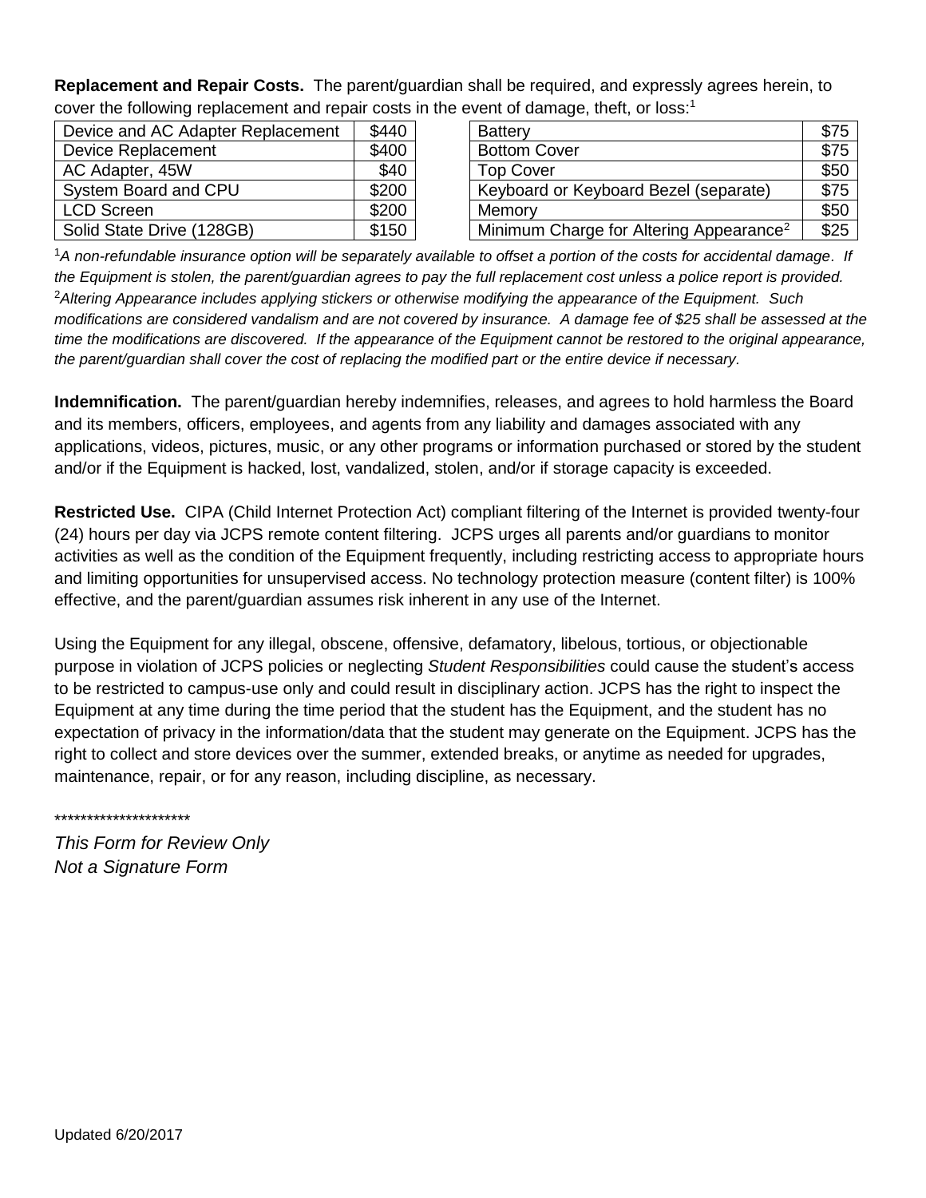**Replacement and Repair Costs.** The parent/guardian shall be required, and expressly agrees herein, to cover the following replacement and repair costs in the event of damage, theft, or loss:[1]

| | |
|---|---|
| Device and AC Adapter Replacement | $440 |
| Device Replacement | $400 |
| AC Adapter, 45W | $40 |
| System Board and CPU | $200 |
| LCD Screen | $200 |
| Solid State Drive (128GB) | $150 |

| | |
|---|---|
| Battery | $75 |
| Bottom Cover | $75 |
| Top Cover | $50 |
| Keyboard or Keyboard Bezel (separate) | $75 |
| Memory | $50 |
| Minimum Charge for Altering Appearance[2] | $25 |

[1]*A non-refundable insurance option will be separately available to offset a portion of the costs for accidental damage. If the Equipment is stolen, the parent/guardian agrees to pay the full replacement cost unless a police report is provided.*
[2]*Altering Appearance includes applying stickers or otherwise modifying the appearance of the Equipment. Such modifications are considered vandalism and are not covered by insurance. A damage fee of $25 shall be assessed at the time the modifications are discovered. If the appearance of the Equipment cannot be restored to the original appearance, the parent/guardian shall cover the cost of replacing the modified part or the entire device if necessary.*

**Indemnification.** The parent/guardian hereby indemnifies, releases, and agrees to hold harmless the Board and its members, officers, employees, and agents from any liability and damages associated with any applications, videos, pictures, music, or any other programs or information purchased or stored by the student and/or if the Equipment is hacked, lost, vandalized, stolen, and/or if storage capacity is exceeded.

**Restricted Use.** CIPA (Child Internet Protection Act) compliant filtering of the Internet is provided twenty-four (24) hours per day via JCPS remote content filtering. JCPS urges all parents and/or guardians to monitor activities as well as the condition of the Equipment frequently, including restricting access to appropriate hours and limiting opportunities for unsupervised access. No technology protection measure (content filter) is 100% effective, and the parent/guardian assumes risk inherent in any use of the Internet.

Using the Equipment for any illegal, obscene, offensive, defamatory, libelous, tortious, or objectionable purpose in violation of JCPS policies or neglecting *Student Responsibilities* could cause the student's access to be restricted to campus-use only and could result in disciplinary action. JCPS has the right to inspect the Equipment at any time during the time period that the student has the Equipment, and the student has no expectation of privacy in the information/data that the student may generate on the Equipment. JCPS has the right to collect and store devices over the summer, extended breaks, or anytime as needed for upgrades, maintenance, repair, or for any reason, including discipline, as necessary.

*********************

*This Form for Review Only*
*Not a Signature Form*

Updated 6/20/2017